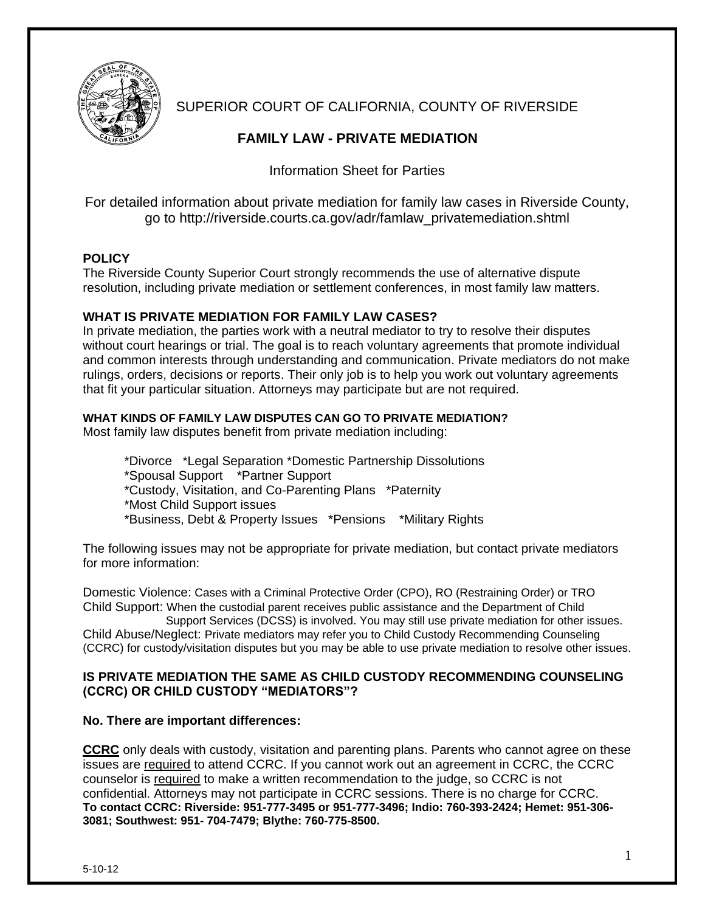SUPERIOR COURT OF CALIFORNIA, COUNTY OF RIVERSIDE

# FAMILY LAW - PRIVATE MEDIATION

Information Sheet for Parties

For detailed information about private mediation for family law cases in Riverside County, go to http://riverside.courts.ca.gov/adr/famlaw_privatemediation.shtml

## POLICY

The Riverside County Superior Court strongly recommends the use of alternative dispute resolution, including private mediation or settlement conferences, in most family law matters.

## WHAT IS PRIVATE MEDIATION FOR FAMILY LAW CASES?

In private mediation, the parties work with a neutral mediator to try to resolve their disputes without court hearings or trial. The goal is to reach voluntary agreements that promote individual and common interests through understanding and communication. Private mediators do not make rulings, orders, decisions or reports. Their only job is to help you work out voluntary agreements that fit your particular situation. Attorneys may participate but are not required.

### WHAT KINDS OF FAMILY LAW DISPUTES CAN GO TO PRIVATE MEDIATION?

Most family law disputes benefit from private mediation including:

*Divorce *Legal Separation *Domestic Partnership Dissolutions
*Spousal Support *Partner Support
*Custody, Visitation, and Co-Parenting Plans *Paternity
*Most Child Support issues
*Business, Debt & Property Issues *Pensions *Military Rights

The following issues may not be appropriate for private mediation, but contact private mediators for more information:

Domestic Violence: Cases with a Criminal Protective Order (CPO), RO (Restraining Order) or TRO
Child Support: When the custodial parent receives public assistance and the Department of Child Support Services (DCSS) is involved. You may still use private mediation for other issues.
Child Abuse/Neglect: Private mediators may refer you to Child Custody Recommending Counseling (CCRC) for custody/visitation disputes but you may be able to use private mediation to resolve other issues.

## IS PRIVATE MEDIATION THE SAME AS CHILD CUSTODY RECOMMENDING COUNSELING (CCRC) OR CHILD CUSTODY "MEDIATORS"?

**No. There are important differences:**

**CCRC** only deals with custody, visitation and parenting plans. Parents who cannot agree on these issues are required to attend CCRC. If you cannot work out an agreement in CCRC, the CCRC counselor is required to make a written recommendation to the judge, so CCRC is not confidential. Attorneys may not participate in CCRC sessions. There is no charge for CCRC.
**To contact CCRC: Riverside: 951-777-3495 or 951-777-3496; Indio: 760-393-2424; Hemet: 951-306-3081; Southwest: 951- 704-7479; Blythe: 760-775-8500.**

5-10-12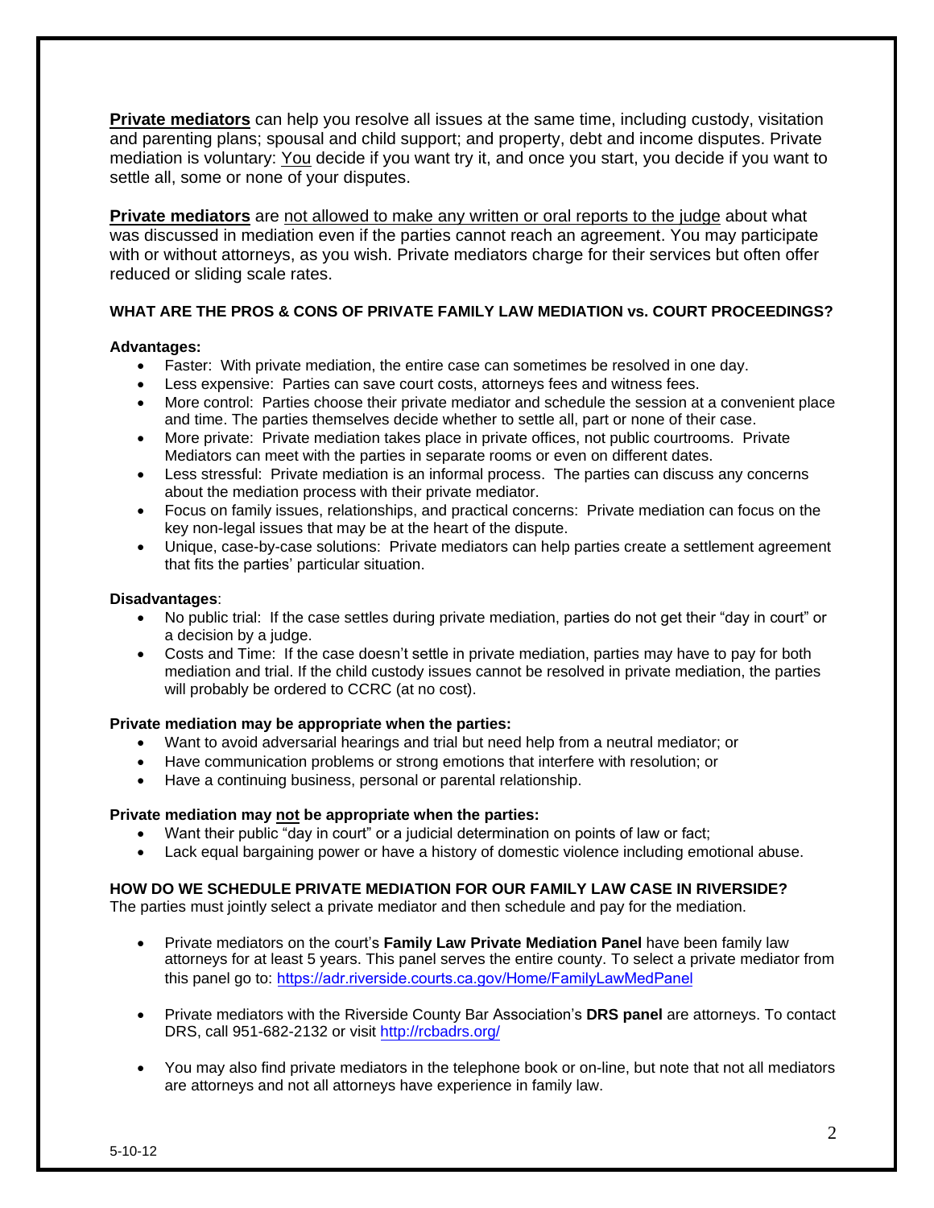**Private mediators** can help you resolve all issues at the same time, including custody, visitation and parenting plans; spousal and child support; and property, debt and income disputes. Private mediation is voluntary: You decide if you want try it, and once you start, you decide if you want to settle all, some or none of your disputes.

**Private mediators** are not allowed to make any written or oral reports to the judge about what was discussed in mediation even if the parties cannot reach an agreement. You may participate with or without attorneys, as you wish. Private mediators charge for their services but often offer reduced or sliding scale rates.

### WHAT ARE THE PROS & CONS OF PRIVATE FAMILY LAW MEDIATION vs. COURT PROCEEDINGS?

**Advantages:**

- Faster: With private mediation, the entire case can sometimes be resolved in one day.
- Less expensive: Parties can save court costs, attorneys fees and witness fees.
- More control: Parties choose their private mediator and schedule the session at a convenient place and time. The parties themselves decide whether to settle all, part or none of their case.
- More private: Private mediation takes place in private offices, not public courtrooms. Private Mediators can meet with the parties in separate rooms or even on different dates.
- Less stressful: Private mediation is an informal process. The parties can discuss any concerns about the mediation process with their private mediator.
- Focus on family issues, relationships, and practical concerns: Private mediation can focus on the key non-legal issues that may be at the heart of the dispute.
- Unique, case-by-case solutions: Private mediators can help parties create a settlement agreement that fits the parties' particular situation.

**Disadvantages**:

- No public trial: If the case settles during private mediation, parties do not get their "day in court" or a decision by a judge.
- Costs and Time: If the case doesn't settle in private mediation, parties may have to pay for both mediation and trial. If the child custody issues cannot be resolved in private mediation, the parties will probably be ordered to CCRC (at no cost).

**Private mediation may be appropriate when the parties:**

- Want to avoid adversarial hearings and trial but need help from a neutral mediator; or
- Have communication problems or strong emotions that interfere with resolution; or
- Have a continuing business, personal or parental relationship.

**Private mediation may not be appropriate when the parties:**

- Want their public "day in court" or a judicial determination on points of law or fact;
- Lack equal bargaining power or have a history of domestic violence including emotional abuse.

### HOW DO WE SCHEDULE PRIVATE MEDIATION FOR OUR FAMILY LAW CASE IN RIVERSIDE?

The parties must jointly select a private mediator and then schedule and pay for the mediation.

- Private mediators on the court's **Family Law Private Mediation Panel** have been family law attorneys for at least 5 years. This panel serves the entire county. To select a private mediator from this panel go to: https://adr.riverside.courts.ca.gov/Home/FamilyLawMedPanel
- Private mediators with the Riverside County Bar Association's **DRS panel** are attorneys. To contact DRS, call 951-682-2132 or visit http://rcbadrs.org/
- You may also find private mediators in the telephone book or on-line, but note that not all mediators are attorneys and not all attorneys have experience in family law.

5-10-12